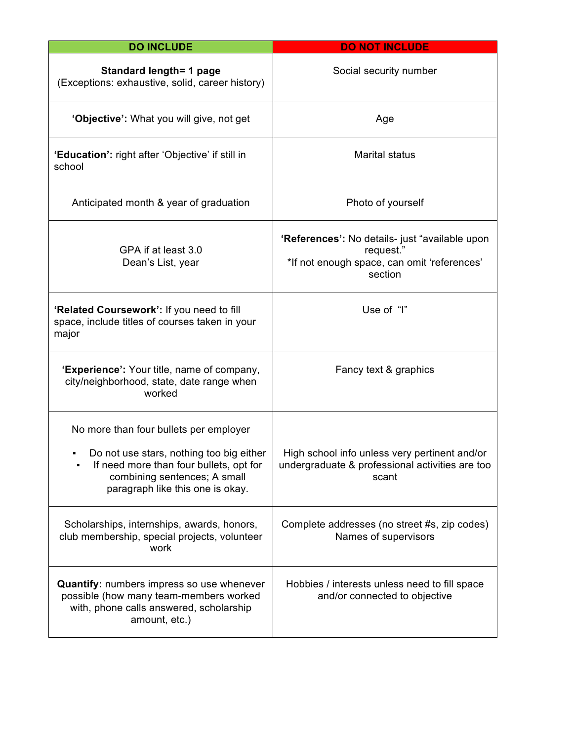| DO INCLUDE | DO NOT INCLUDE |
|---|---|
| **Standard length= 1 page**<br>(Exceptions: exhaustive, solid, career history) | Social security number |
| **'Objective':** What you will give, not get | Age |
| **'Education':** right after 'Objective' if still in school | Marital status |
| Anticipated month & year of graduation | Photo of yourself |
| GPA if at least 3.0<br>Dean's List, year | **'References':** No details- just "available upon request."<br>*If not enough space, can omit 'references' section |
| **'Related Coursework':** If you need to fill space, include titles of courses taken in your major | Use of "I" |
| **'Experience':** Your title, name of company, city/neighborhood, state, date range when worked | Fancy text & graphics |
| No more than four bullets per employer<br>▪ Do not use stars, nothing too big either<br>▪ If need more than four bullets, opt for combining sentences; A small paragraph like this one is okay. | High school info unless very pertinent and/or undergraduate & professional activities are too scant |
| Scholarships, internships, awards, honors, club membership, special projects, volunteer work | Complete addresses (no street #s, zip codes)<br>Names of supervisors |
| **Quantify:** numbers impress so use whenever possible (how many team-members worked with, phone calls answered, scholarship amount, etc.) | Hobbies / interests unless need to fill space and/or connected to objective |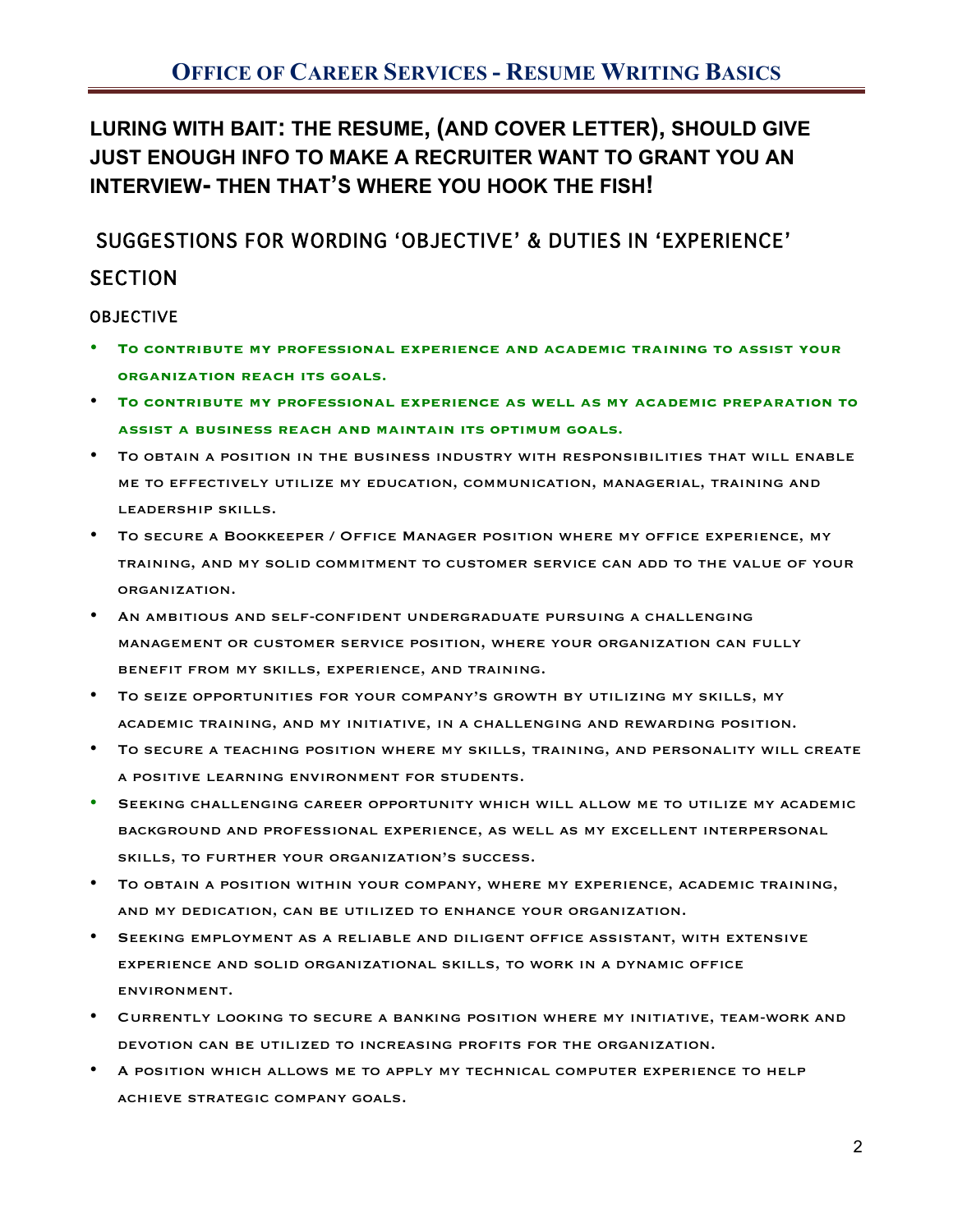**LURING WITH BAIT: THE RESUME, (AND COVER LETTER), SHOULD GIVE JUST ENOUGH INFO TO MAKE A RECRUITER WANT TO GRANT YOU AN INTERVIEW- THEN THAT'S WHERE YOU HOOK THE FISH!**

## SUGGESTIONS FOR WORDING 'OBJECTIVE' & DUTIES IN 'EXPERIENCE' SECTION

### OBJECTIVE

- **To contribute my professional experience and academic training to assist your organization reach its goals.**
- **To contribute my professional experience as well as my academic preparation to assist a business reach and maintain its optimum goals.**
- To obtain a position in the business industry with responsibilities that will enable me to effectively utilize my education, communication, managerial, training and leadership skills.
- To secure a Bookkeeper / Office Manager position where my office experience, my training, and my solid commitment to customer service can add to the value of your organization.
- An ambitious and self-confident undergraduate pursuing a challenging management or customer service position, where your organization can fully benefit from my skills, experience, and training.
- To seize opportunities for your company's growth by utilizing my skills, my academic training, and my initiative, in a challenging and rewarding position.
- To secure a teaching position where my skills, training, and personality will create a positive learning environment for students.
- Seeking challenging career opportunity which will allow me to utilize my academic background and professional experience, as well as my excellent interpersonal skills, to further your organization's success.
- To obtain a position within your company, where my experience, academic training, and my dedication, can be utilized to enhance your organization.
- Seeking employment as a reliable and diligent office assistant, with extensive experience and solid organizational skills, to work in a dynamic office environment.
- Currently looking to secure a banking position where my initiative, team-work and devotion can be utilized to increasing profits for the organization.
- A position which allows me to apply my technical computer experience to help achieve strategic company goals.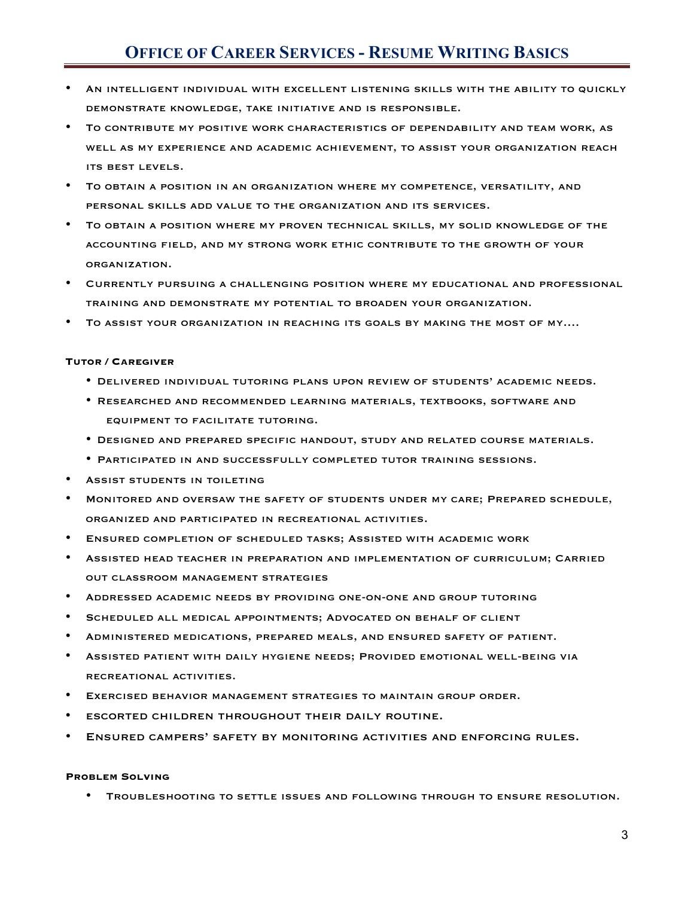- An intelligent individual with excellent listening skills with the ability to quickly demonstrate knowledge, take initiative and is responsible.
- To contribute my positive work characteristics of dependability and team work, as well as my experience and academic achievement, to assist your organization reach its best levels.
- To obtain a position in an organization where my competence, versatility, and personal skills add value to the organization and its services.
- To obtain a position where my proven technical skills, my solid knowledge of the accounting field, and my strong work ethic contribute to the growth of your organization.
- Currently pursuing a challenging position where my educational and professional training and demonstrate my potential to broaden your organization.
- To assist your organization in reaching its goals by making the most of my....

**Tutor / Caregiver**

- Delivered individual tutoring plans upon review of students' academic needs.
- Researched and recommended learning materials, textbooks, software and equipment to facilitate tutoring.
- Designed and prepared specific handout, study and related course materials.
- Participated in and successfully completed tutor training sessions.
- Assist students in toileting
- Monitored and oversaw the safety of students under my care; Prepared schedule, organized and participated in recreational activities.
- Ensured completion of scheduled tasks; Assisted with academic work
- Assisted head teacher in preparation and implementation of curriculum; Carried out classroom management strategies
- Addressed academic needs by providing one-on-one and group tutoring
- Scheduled all medical appointments; Advocated on behalf of client
- Administered medications, prepared meals, and ensured safety of patient.
- Assisted patient with daily hygiene needs; Provided emotional well-being via recreational activities.
- Exercised behavior management strategies to maintain group order.
- escorted children throughout their daily routine.
- Ensured campers' safety by monitoring activities and enforcing rules.

**Problem Solving**

- Troubleshooting to settle issues and following through to ensure resolution.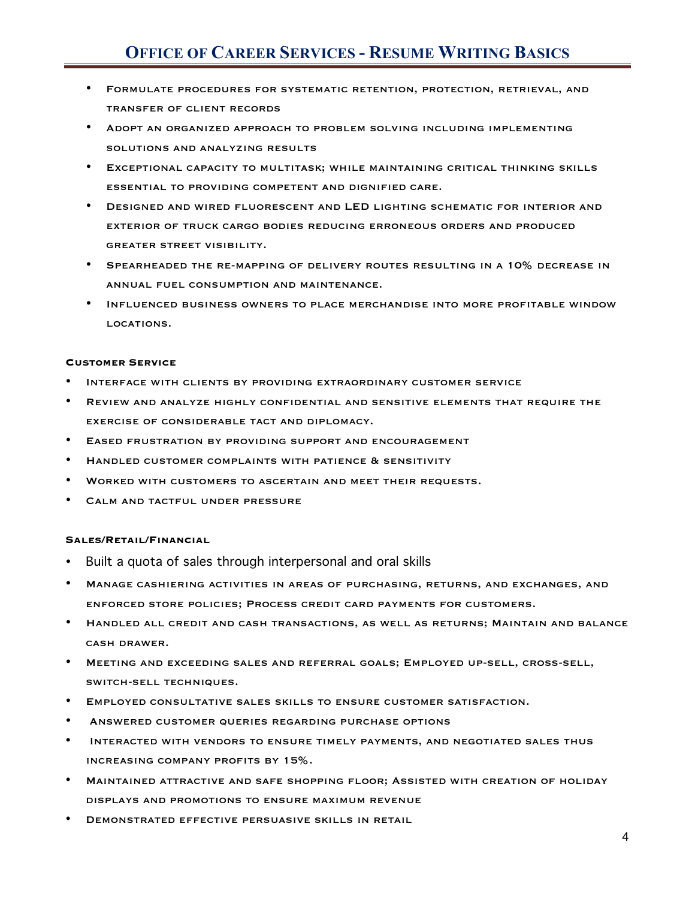- Formulate procedures for systematic retention, protection, retrieval, and transfer of client records
- Adopt an organized approach to problem solving including implementing solutions and analyzing results
- Exceptional capacity to multitask; while maintaining critical thinking skills essential to providing competent and dignified care.
- Designed and wired fluorescent and LED lighting schematic for interior and exterior of truck cargo bodies reducing erroneous orders and produced greater street visibility.
- Spearheaded the re-mapping of delivery routes resulting in a 10% decrease in annual fuel consumption and maintenance.
- Influenced business owners to place merchandise into more profitable window locations.

**Customer Service**

- Interface with clients by providing extraordinary customer service
- Review and analyze highly confidential and sensitive elements that require the exercise of considerable tact and diplomacy.
- Eased frustration by providing support and encouragement
- Handled customer complaints with patience & sensitivity
- Worked with customers to ascertain and meet their requests.
- Calm and tactful under pressure

**Sales/Retail/Financial**

- Built a quota of sales through interpersonal and oral skills
- Manage cashiering activities in areas of purchasing, returns, and exchanges, and enforced store policies; Process credit card payments for customers.
- Handled all credit and cash transactions, as well as returns; Maintain and balance cash drawer.
- Meeting and exceeding sales and referral goals; Employed up-sell, cross-sell, switch-sell techniques.
- Employed consultative sales skills to ensure customer satisfaction.
- Answered customer queries regarding purchase options
- Interacted with vendors to ensure timely payments, and negotiated sales thus increasing company profits by 15%.
- Maintained attractive and safe shopping floor; Assisted with creation of holiday displays and promotions to ensure maximum revenue
- Demonstrated effective persuasive skills in retail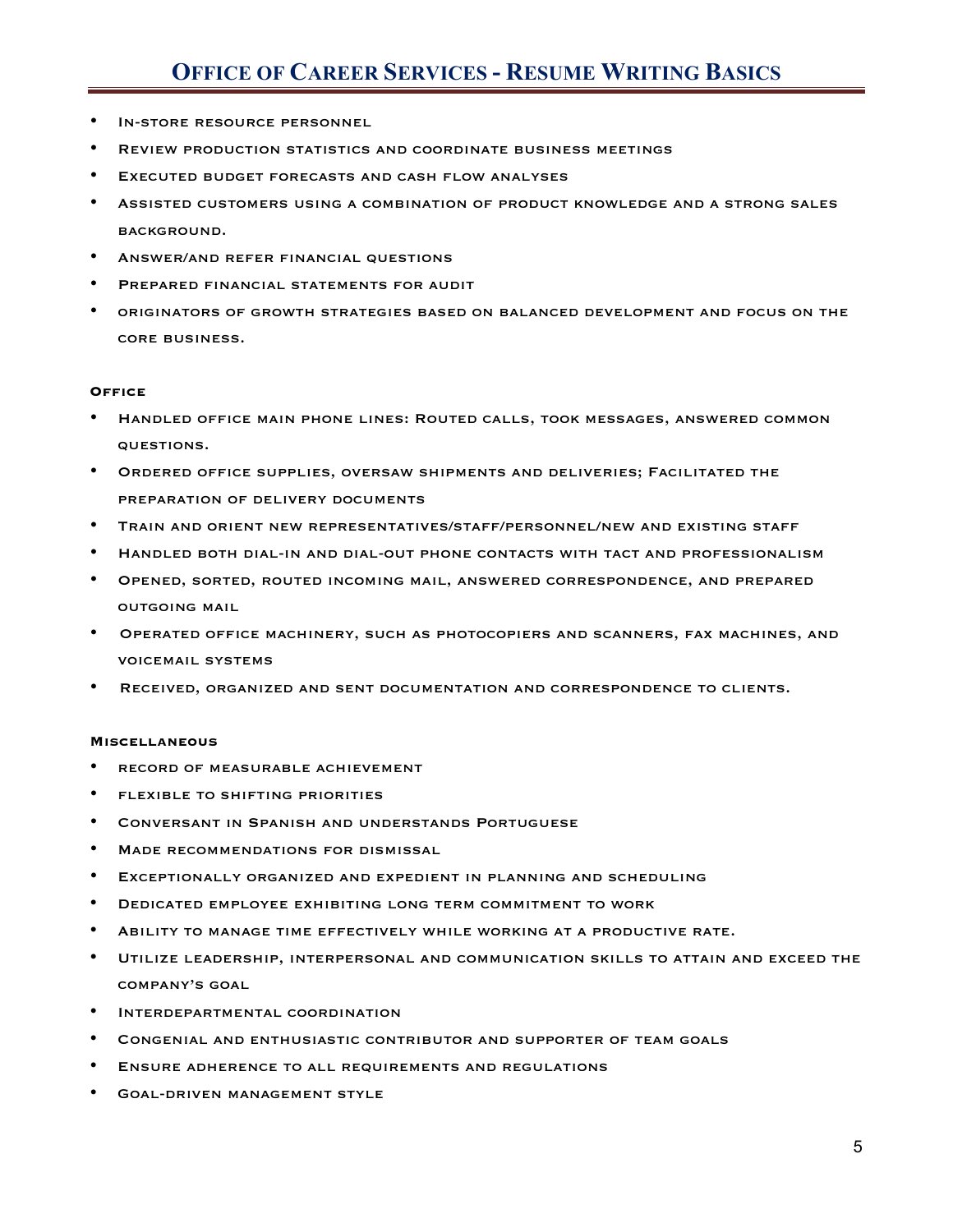- In-store resource personnel
- Review production statistics and coordinate business meetings
- Executed budget forecasts and cash flow analyses
- Assisted customers using a combination of product knowledge and a strong sales background.
- Answer/and refer financial questions
- Prepared financial statements for audit
- originators of growth strategies based on balanced development and focus on the core business.

**Office**

- Handled office main phone lines: Routed calls, took messages, answered common questions.
- Ordered office supplies, oversaw shipments and deliveries; Facilitated the preparation of delivery documents
- Train and orient new representatives/staff/personnel/new and existing staff
- Handled both dial-in and dial-out phone contacts with tact and professionalism
- Opened, sorted, routed incoming mail, answered correspondence, and prepared outgoing mail
- Operated office machinery, such as photocopiers and scanners, fax machines, and voicemail systems
- Received, organized and sent documentation and correspondence to clients.

**Miscellaneous**

- record of measurable achievement
- flexible to shifting priorities
- Conversant in Spanish and understands Portuguese
- Made recommendations for dismissal
- Exceptionally organized and expedient in planning and scheduling
- Dedicated employee exhibiting long term commitment to work
- Ability to manage time effectively while working at a productive rate.
- Utilize leadership, interpersonal and communication skills to attain and exceed the company's goal
- Interdepartmental coordination
- Congenial and enthusiastic contributor and supporter of team goals
- Ensure adherence to all requirements and regulations
- Goal-driven management style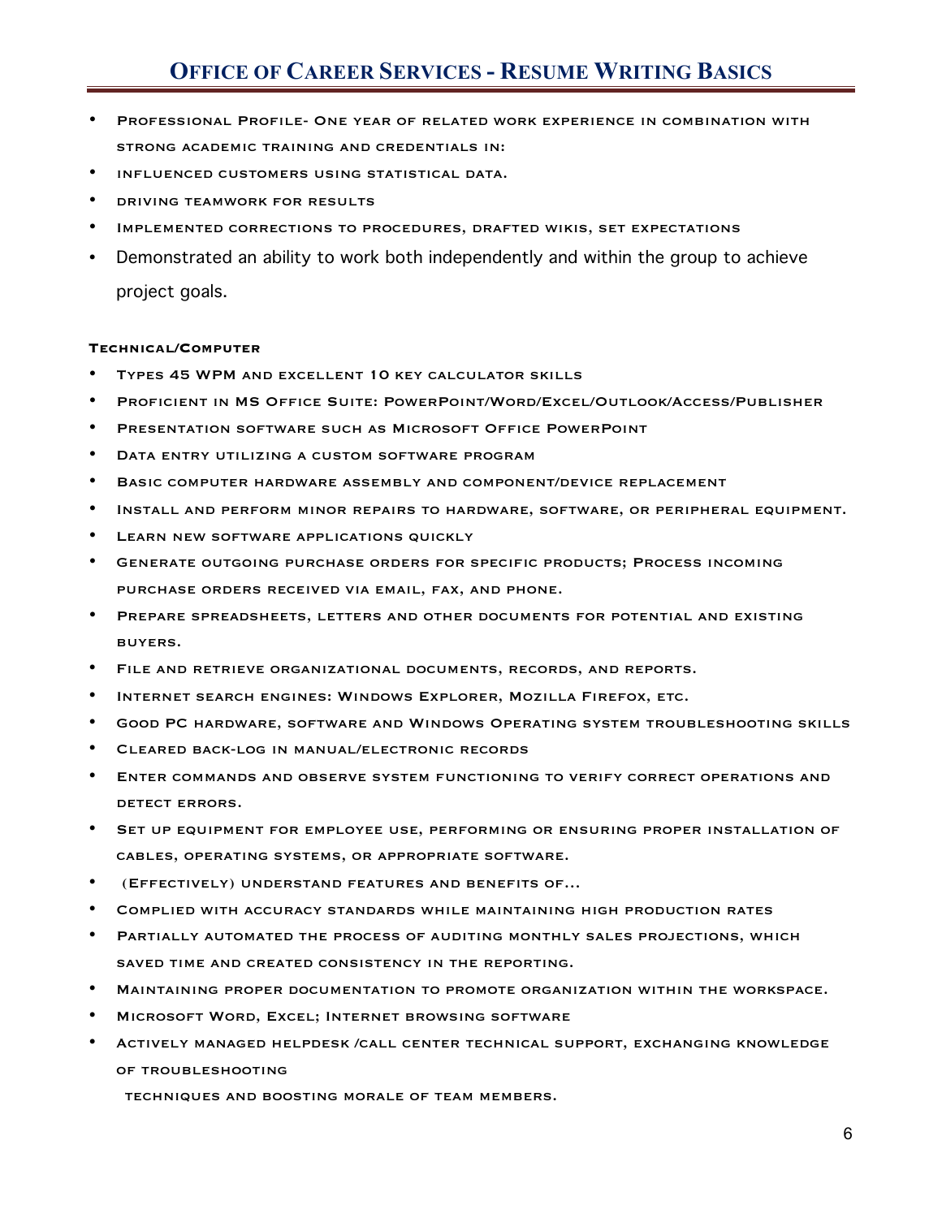- Professional Profile- One year of related work experience in combination with strong academic training and credentials in:
- influenced customers using statistical data.
- driving teamwork for results
- Implemented corrections to procedures, drafted wikis, set expectations
- Demonstrated an ability to work both independently and within the group to achieve project goals.

**Technical/Computer**

- Types 45 WPM and excellent 10 key calculator skills
- Proficient in MS Office Suite: PowerPoint/Word/Excel/Outlook/Access/Publisher
- Presentation software such as Microsoft Office PowerPoint
- Data entry utilizing a custom software program
- Basic computer hardware assembly and component/device replacement
- Install and perform minor repairs to hardware, software, or peripheral equipment.
- Learn new software applications quickly
- Generate outgoing purchase orders for specific products; Process incoming purchase orders received via email, fax, and phone.
- Prepare spreadsheets, letters and other documents for potential and existing buyers.
- File and retrieve organizational documents, records, and reports.
- Internet search engines: Windows Explorer, Mozilla Firefox, etc.
- Good PC hardware, software and Windows Operating system troubleshooting skills
- Cleared back-log in manual/electronic records
- Enter commands and observe system functioning to verify correct operations and detect errors.
- Set up equipment for employee use, performing or ensuring proper installation of cables, operating systems, or appropriate software.
- (Effectively) understand features and benefits of…
- Complied with accuracy standards while maintaining high production rates
- Partially automated the process of auditing monthly sales projections, which saved time and created consistency in the reporting.
- Maintaining proper documentation to promote organization within the workspace.
- Microsoft Word, Excel; Internet browsing software
- Actively managed helpdesk /call center technical support, exchanging knowledge of troubleshooting techniques and boosting morale of team members.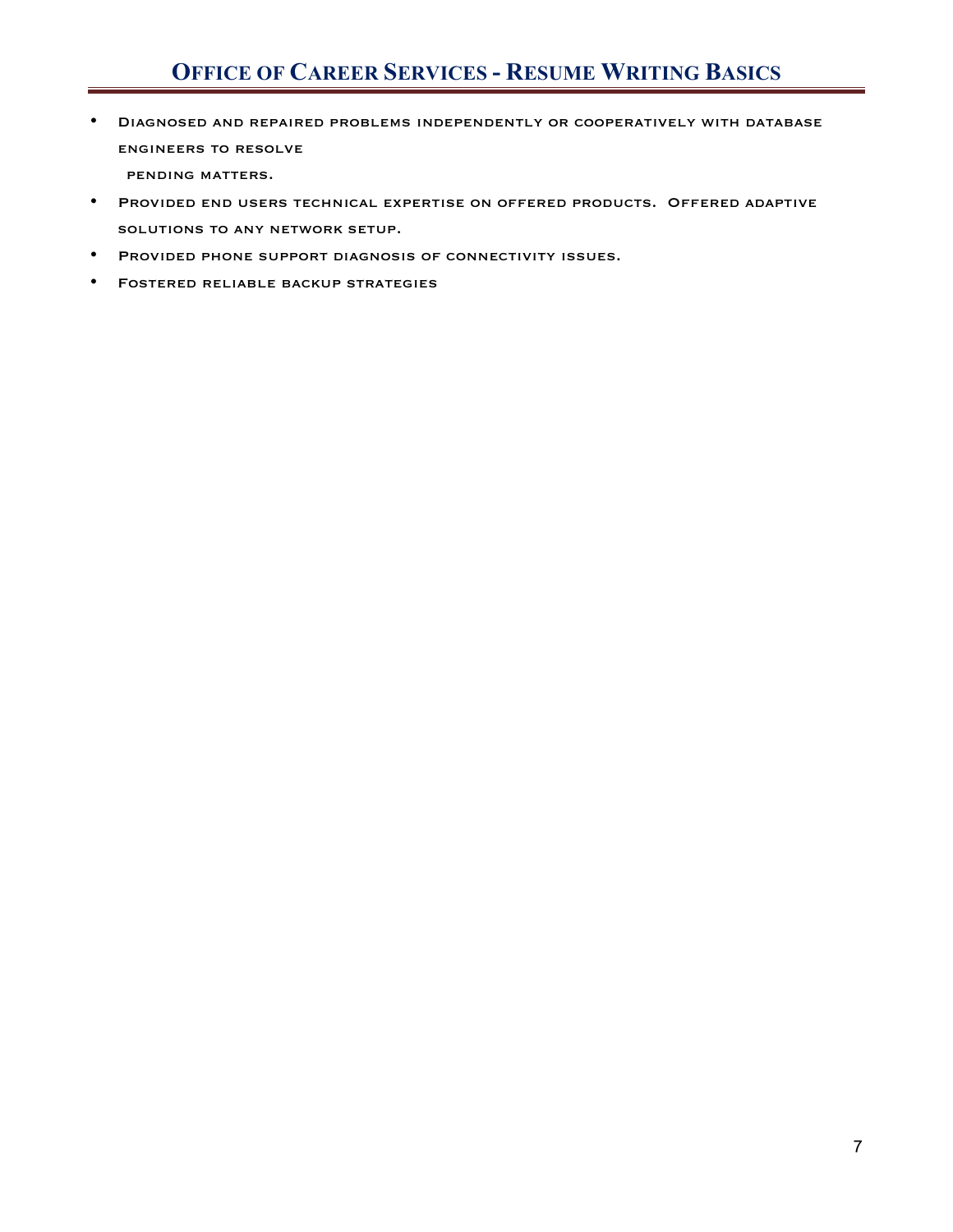- Diagnosed and repaired problems independently or cooperatively with database engineers to resolve pending matters.
- Provided end users technical expertise on offered products. Offered adaptive solutions to any network setup.
- Provided phone support diagnosis of connectivity issues.
- Fostered reliable backup strategies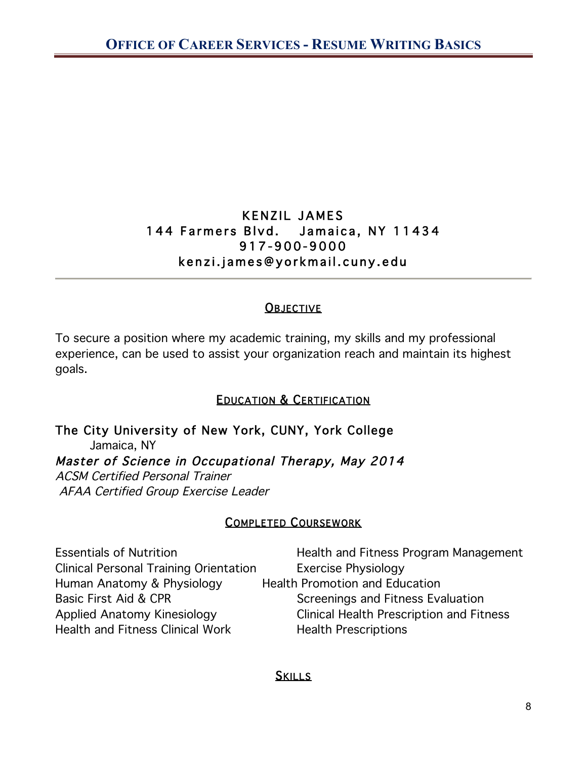KENZIL JAMES
144 Farmers Blvd.   Jamaica, NY 11434
917-900-9000
kenzi.james@yorkmail.cuny.edu

---

## OBJECTIVE

To secure a position where my academic training, my skills and my professional experience, can be used to assist your organization reach and maintain its highest goals.

## EDUCATION & CERTIFICATION

**The City University of New York, CUNY, York College**
Jamaica, NY
*Master of Science in Occupational Therapy, May 2014*
*ACSM Certified Personal Trainer*
*AFAA Certified Group Exercise Leader*

## COMPLETED COURSEWORK

- Essentials of Nutrition
- Health and Fitness Program Management
- Clinical Personal Training Orientation
- Exercise Physiology
- Human Anatomy & Physiology
- Health Promotion and Education
- Basic First Aid & CPR
- Screenings and Fitness Evaluation
- Applied Anatomy Kinesiology
- Clinical Health Prescription and Fitness
- Health and Fitness Clinical Work
- Health Prescriptions

## SKILLS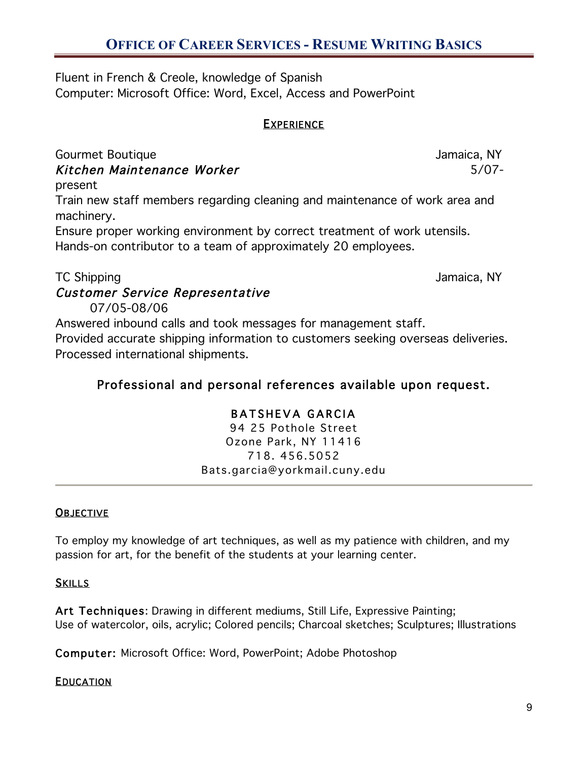Fluent in French & Creole, knowledge of Spanish
Computer: Microsoft Office: Word, Excel, Access and PowerPoint

## EXPERIENCE

Gourmet Boutique — Jamaica, NY
*Kitchen Maintenance Worker* — 5/07-present

Train new staff members regarding cleaning and maintenance of work area and machinery.
Ensure proper working environment by correct treatment of work utensils.
Hands-on contributor to a team of approximately 20 employees.

TC Shipping — Jamaica, NY
*Customer Service Representative* — 07/05-08/06

Answered inbound calls and took messages for management staff.
Provided accurate shipping information to customers seeking overseas deliveries.
Processed international shipments.

Professional and personal references available upon request.

# BATSHEVA GARCIA

94 25 Pothole Street
Ozone Park, NY 11416
718. 456.5052
Bats.garcia@yorkmail.cuny.edu

---

## OBJECTIVE

To employ my knowledge of art techniques, as well as my patience with children, and my passion for art, for the benefit of the students at your learning center.

## SKILLS

**Art Techniques**: Drawing in different mediums, Still Life, Expressive Painting;
Use of watercolor, oils, acrylic; Colored pencils; Charcoal sketches; Sculptures; Illustrations

**Computer:** Microsoft Office: Word, PowerPoint; Adobe Photoshop

## EDUCATION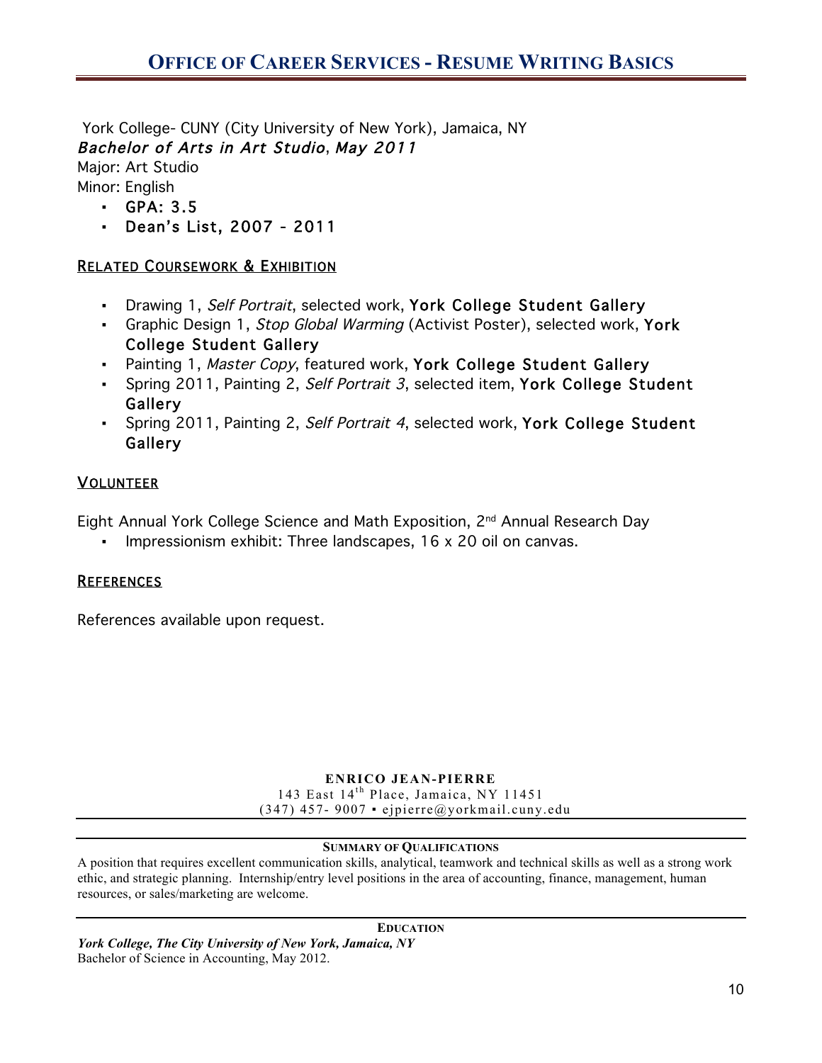York College- CUNY (City University of New York), Jamaica, NY
*Bachelor of Arts in Art Studio, May 2011*
Major: Art Studio
Minor: English

- GPA: 3.5
- Dean's List, 2007 - 2011

## RELATED COURSEWORK & EXHIBITION

- Drawing 1, *Self Portrait*, selected work, York College Student Gallery
- Graphic Design 1, *Stop Global Warming* (Activist Poster), selected work, York College Student Gallery
- Painting 1, *Master Copy*, featured work, York College Student Gallery
- Spring 2011, Painting 2, *Self Portrait 3*, selected item, York College Student Gallery
- Spring 2011, Painting 2, *Self Portrait 4*, selected work, York College Student Gallery

## VOLUNTEER

Eight Annual York College Science and Math Exposition, 2nd Annual Research Day

- Impressionism exhibit: Three landscapes, 16 x 20 oil on canvas.

## REFERENCES

References available upon request.

---

**ENRICO JEAN-PIERRE**
143 East 14th Place, Jamaica, NY 11451
(347) 457- 9007 ▪ ejpierre@yorkmail.cuny.edu

## SUMMARY OF QUALIFICATIONS

A position that requires excellent communication skills, analytical, teamwork and technical skills as well as a strong work ethic, and strategic planning. Internship/entry level positions in the area of accounting, finance, management, human resources, or sales/marketing are welcome.

## EDUCATION

***York College, The City University of New York, Jamaica, NY***
Bachelor of Science in Accounting, May 2012.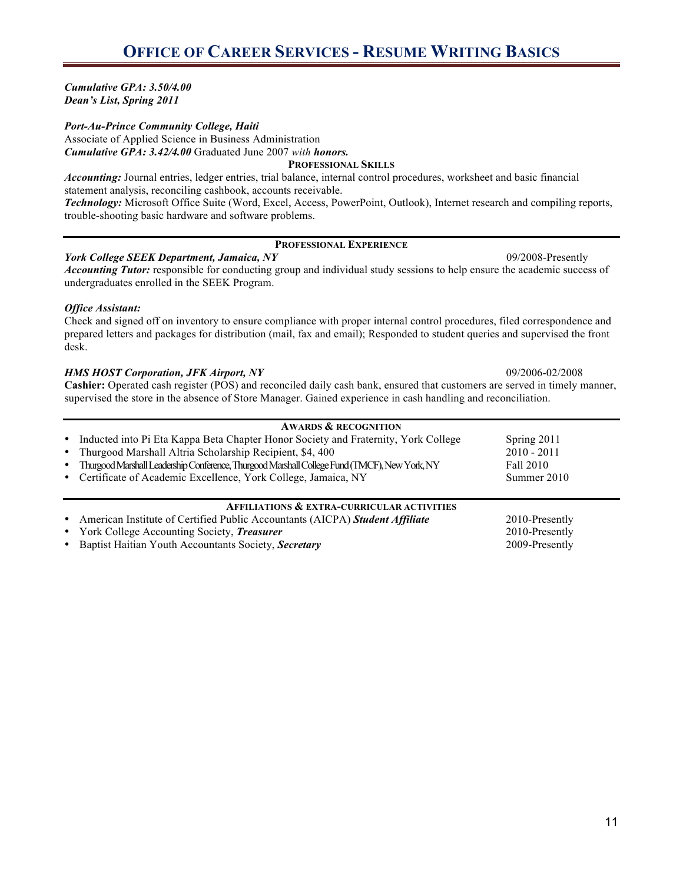***Cumulative GPA: 3.50/4.00***
***Dean's List, Spring 2011***

***Port-Au-Prince Community College, Haiti***
Associate of Applied Science in Business Administration
***Cumulative GPA: 3.42/4.00*** Graduated June 2007 *with* ***honors.***

**PROFESSIONAL SKILLS**

***Accounting:*** Journal entries, ledger entries, trial balance, internal control procedures, worksheet and basic financial statement analysis, reconciling cashbook, accounts receivable.
***Technology:*** Microsoft Office Suite (Word, Excel, Access, PowerPoint, Outlook), Internet research and compiling reports, trouble-shooting basic hardware and software problems.

**PROFESSIONAL EXPERIENCE**

***York College SEEK Department, Jamaica, NY*** 09/2008-Presently
***Accounting Tutor:*** responsible for conducting group and individual study sessions to help ensure the academic success of undergraduates enrolled in the SEEK Program.

***Office Assistant:***
Check and signed off on inventory to ensure compliance with proper internal control procedures, filed correspondence and prepared letters and packages for distribution (mail, fax and email); Responded to student queries and supervised the front desk.

***HMS HOST Corporation, JFK Airport, NY*** 09/2006-02/2008
**Cashier:** Operated cash register (POS) and reconciled daily cash bank, ensured that customers are served in timely manner, supervised the store in the absence of Store Manager. Gained experience in cash handling and reconciliation.

**AWARDS & RECOGNITION**

- Inducted into Pi Eta Kappa Beta Chapter Honor Society and Fraternity, York College — Spring 2011
- Thurgood Marshall Altria Scholarship Recipient, $4, 400 — 2010 - 2011
- Thurgood Marshall Leadership Conference, Thurgood Marshall College Fund (TMCF), New York, NY — Fall 2010
- Certificate of Academic Excellence, York College, Jamaica, NY — Summer 2010

**AFFILIATIONS & EXTRA-CURRICULAR ACTIVITIES**

- American Institute of Certified Public Accountants (AICPA) ***Student Affiliate*** — 2010-Presently
- York College Accounting Society, ***Treasurer*** — 2010-Presently
- Baptist Haitian Youth Accountants Society, ***Secretary*** — 2009-Presently